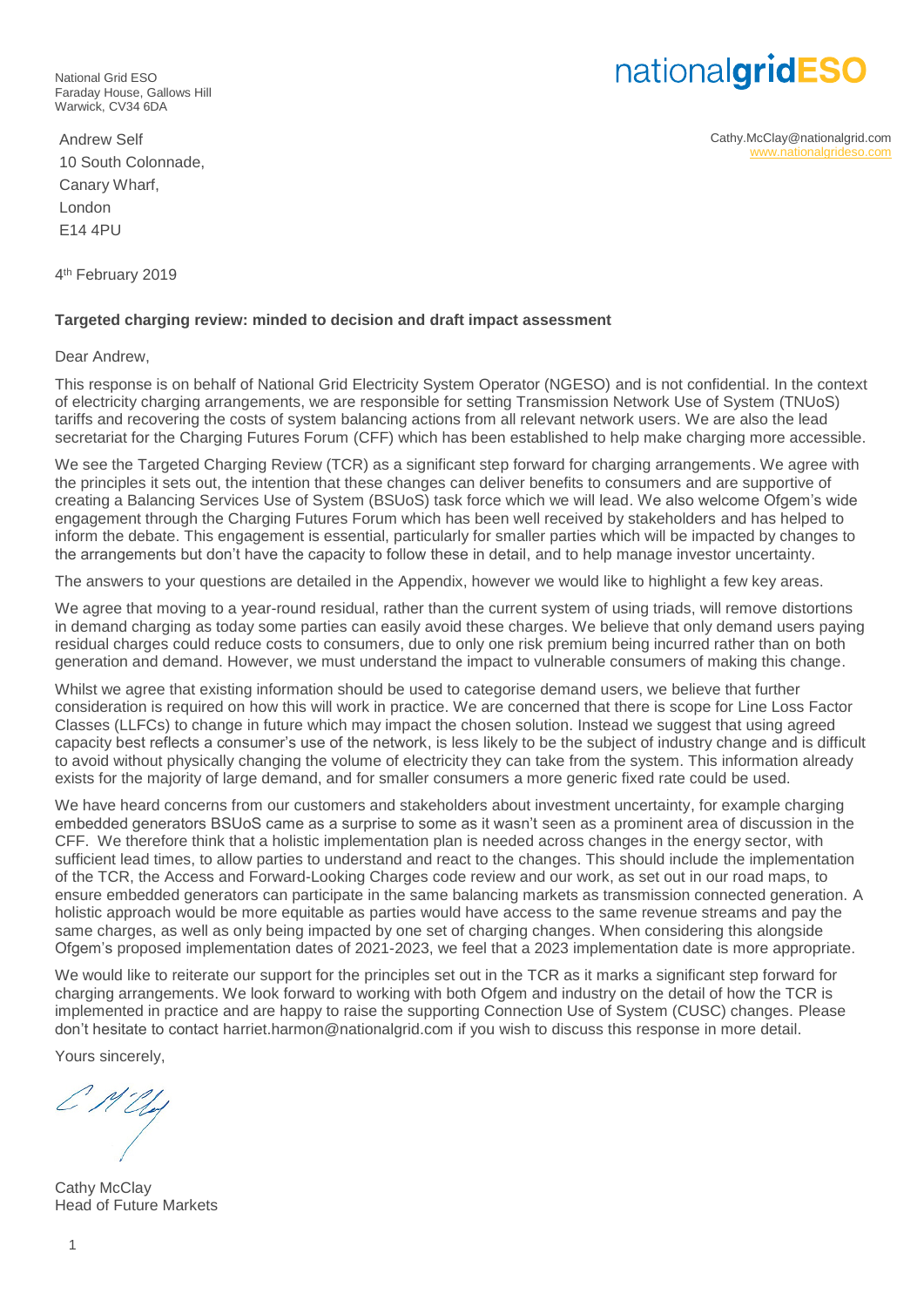National Grid ESO
Faraday House, Gallows Hill
Warwick, CV34 6DA

nationalgridESO

Andrew Self
10 South Colonnade,
Canary Wharf,
London
E14 4PU

Cathy.McClay@nationalgrid.com
www.nationalgrideso.com

4th February 2019

**Targeted charging review: minded to decision and draft impact assessment**

Dear Andrew,

This response is on behalf of National Grid Electricity System Operator (NGESO) and is not confidential. In the context of electricity charging arrangements, we are responsible for setting Transmission Network Use of System (TNUoS) tariffs and recovering the costs of system balancing actions from all relevant network users. We are also the lead secretariat for the Charging Futures Forum (CFF) which has been established to help make charging more accessible.

We see the Targeted Charging Review (TCR) as a significant step forward for charging arrangements. We agree with the principles it sets out, the intention that these changes can deliver benefits to consumers and are supportive of creating a Balancing Services Use of System (BSUoS) task force which we will lead. We also welcome Ofgem's wide engagement through the Charging Futures Forum which has been well received by stakeholders and has helped to inform the debate. This engagement is essential, particularly for smaller parties which will be impacted by changes to the arrangements but don't have the capacity to follow these in detail, and to help manage investor uncertainty.

The answers to your questions are detailed in the Appendix, however we would like to highlight a few key areas.

We agree that moving to a year-round residual, rather than the current system of using triads, will remove distortions in demand charging as today some parties can easily avoid these charges. We believe that only demand users paying residual charges could reduce costs to consumers, due to only one risk premium being incurred rather than on both generation and demand. However, we must understand the impact to vulnerable consumers of making this change.

Whilst we agree that existing information should be used to categorise demand users, we believe that further consideration is required on how this will work in practice. We are concerned that there is scope for Line Loss Factor Classes (LLFCs) to change in future which may impact the chosen solution. Instead we suggest that using agreed capacity best reflects a consumer's use of the network, is less likely to be the subject of industry change and is difficult to avoid without physically changing the volume of electricity they can take from the system. This information already exists for the majority of large demand, and for smaller consumers a more generic fixed rate could be used.

We have heard concerns from our customers and stakeholders about investment uncertainty, for example charging embedded generators BSUoS came as a surprise to some as it wasn't seen as a prominent area of discussion in the CFF. We therefore think that a holistic implementation plan is needed across changes in the energy sector, with sufficient lead times, to allow parties to understand and react to the changes. This should include the implementation of the TCR, the Access and Forward-Looking Charges code review and our work, as set out in our road maps, to ensure embedded generators can participate in the same balancing markets as transmission connected generation. A holistic approach would be more equitable as parties would have access to the same revenue streams and pay the same charges, as well as only being impacted by one set of charging changes. When considering this alongside Ofgem's proposed implementation dates of 2021-2023, we feel that a 2023 implementation date is more appropriate.

We would like to reiterate our support for the principles set out in the TCR as it marks a significant step forward for charging arrangements. We look forward to working with both Ofgem and industry on the detail of how the TCR is implemented in practice and are happy to raise the supporting Connection Use of System (CUSC) changes. Please don't hesitate to contact harriet.harmon@nationalgrid.com if you wish to discuss this response in more detail.

Yours sincerely,

Cathy McClay
Head of Future Markets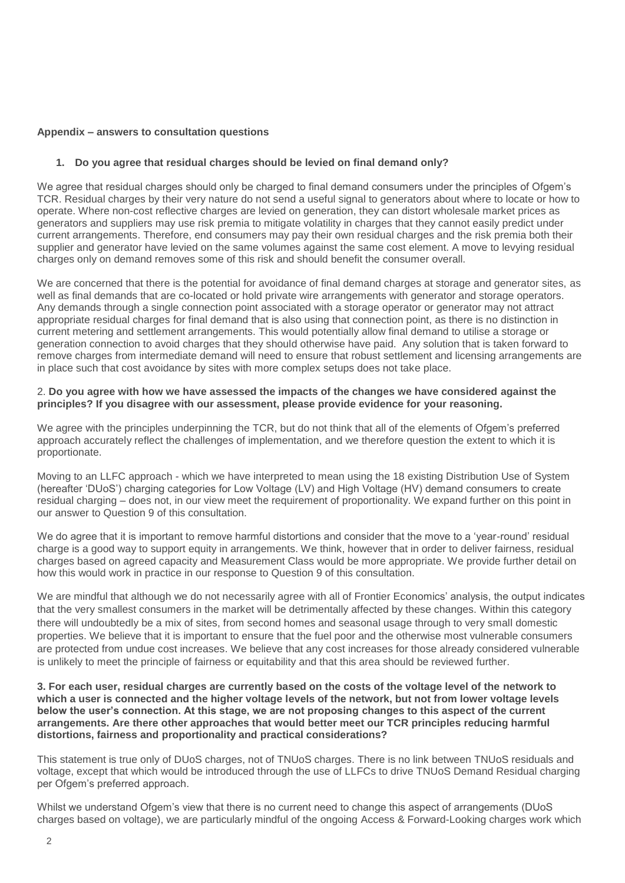**Appendix – answers to consultation questions**

1. **Do you agree that residual charges should be levied on final demand only?**

We agree that residual charges should only be charged to final demand consumers under the principles of Ofgem's TCR. Residual charges by their very nature do not send a useful signal to generators about where to locate or how to operate. Where non-cost reflective charges are levied on generation, they can distort wholesale market prices as generators and suppliers may use risk premia to mitigate volatility in charges that they cannot easily predict under current arrangements. Therefore, end consumers may pay their own residual charges and the risk premia both their supplier and generator have levied on the same volumes against the same cost element. A move to levying residual charges only on demand removes some of this risk and should benefit the consumer overall.

We are concerned that there is the potential for avoidance of final demand charges at storage and generator sites, as well as final demands that are co-located or hold private wire arrangements with generator and storage operators. Any demands through a single connection point associated with a storage operator or generator may not attract appropriate residual charges for final demand that is also using that connection point, as there is no distinction in current metering and settlement arrangements. This would potentially allow final demand to utilise a storage or generation connection to avoid charges that they should otherwise have paid. Any solution that is taken forward to remove charges from intermediate demand will need to ensure that robust settlement and licensing arrangements are in place such that cost avoidance by sites with more complex setups does not take place.

2. **Do you agree with how we have assessed the impacts of the changes we have considered against the principles? If you disagree with our assessment, please provide evidence for your reasoning.**

We agree with the principles underpinning the TCR, but do not think that all of the elements of Ofgem's preferred approach accurately reflect the challenges of implementation, and we therefore question the extent to which it is proportionate.

Moving to an LLFC approach - which we have interpreted to mean using the 18 existing Distribution Use of System (hereafter 'DUoS') charging categories for Low Voltage (LV) and High Voltage (HV) demand consumers to create residual charging – does not, in our view meet the requirement of proportionality. We expand further on this point in our answer to Question 9 of this consultation.

We do agree that it is important to remove harmful distortions and consider that the move to a 'year-round' residual charge is a good way to support equity in arrangements. We think, however that in order to deliver fairness, residual charges based on agreed capacity and Measurement Class would be more appropriate. We provide further detail on how this would work in practice in our response to Question 9 of this consultation.

We are mindful that although we do not necessarily agree with all of Frontier Economics' analysis, the output indicates that the very smallest consumers in the market will be detrimentally affected by these changes. Within this category there will undoubtedly be a mix of sites, from second homes and seasonal usage through to very small domestic properties. We believe that it is important to ensure that the fuel poor and the otherwise most vulnerable consumers are protected from undue cost increases. We believe that any cost increases for those already considered vulnerable is unlikely to meet the principle of fairness or equitability and that this area should be reviewed further.

**3. For each user, residual charges are currently based on the costs of the voltage level of the network to which a user is connected and the higher voltage levels of the network, but not from lower voltage levels below the user's connection. At this stage, we are not proposing changes to this aspect of the current arrangements. Are there other approaches that would better meet our TCR principles reducing harmful distortions, fairness and proportionality and practical considerations?**

This statement is true only of DUoS charges, not of TNUoS charges. There is no link between TNUoS residuals and voltage, except that which would be introduced through the use of LLFCs to drive TNUoS Demand Residual charging per Ofgem's preferred approach.

Whilst we understand Ofgem's view that there is no current need to change this aspect of arrangements (DUoS charges based on voltage), we are particularly mindful of the ongoing Access & Forward-Looking charges work which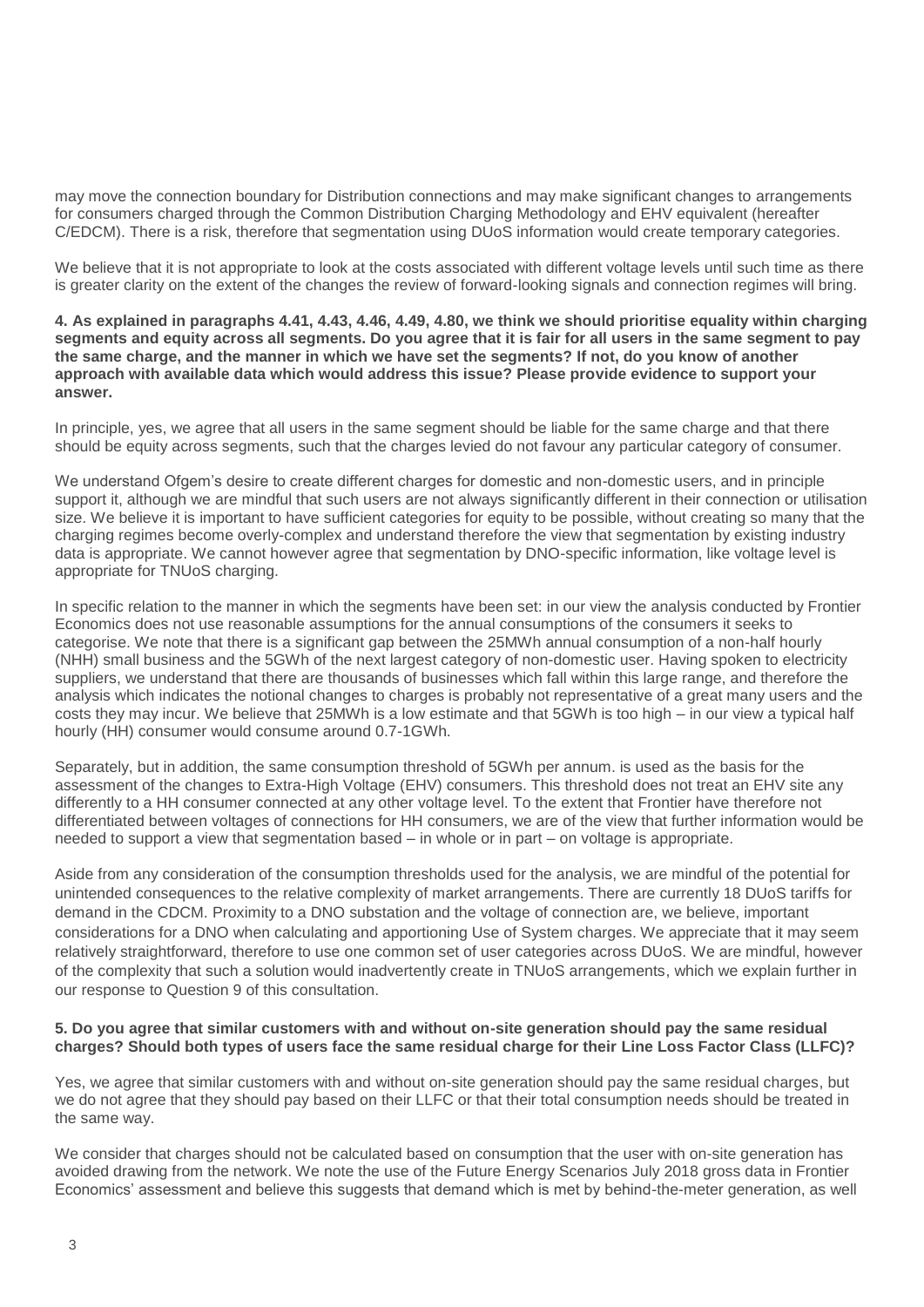may move the connection boundary for Distribution connections and may make significant changes to arrangements for consumers charged through the Common Distribution Charging Methodology and EHV equivalent (hereafter C/EDCM). There is a risk, therefore that segmentation using DUoS information would create temporary categories.

We believe that it is not appropriate to look at the costs associated with different voltage levels until such time as there is greater clarity on the extent of the changes the review of forward-looking signals and connection regimes will bring.

**4. As explained in paragraphs 4.41, 4.43, 4.46, 4.49, 4.80, we think we should prioritise equality within charging segments and equity across all segments. Do you agree that it is fair for all users in the same segment to pay the same charge, and the manner in which we have set the segments? If not, do you know of another approach with available data which would address this issue? Please provide evidence to support your answer.**

In principle, yes, we agree that all users in the same segment should be liable for the same charge and that there should be equity across segments, such that the charges levied do not favour any particular category of consumer.

We understand Ofgem's desire to create different charges for domestic and non-domestic users, and in principle support it, although we are mindful that such users are not always significantly different in their connection or utilisation size. We believe it is important to have sufficient categories for equity to be possible, without creating so many that the charging regimes become overly-complex and understand therefore the view that segmentation by existing industry data is appropriate. We cannot however agree that segmentation by DNO-specific information, like voltage level is appropriate for TNUoS charging.

In specific relation to the manner in which the segments have been set: in our view the analysis conducted by Frontier Economics does not use reasonable assumptions for the annual consumptions of the consumers it seeks to categorise. We note that there is a significant gap between the 25MWh annual consumption of a non-half hourly (NHH) small business and the 5GWh of the next largest category of non-domestic user. Having spoken to electricity suppliers, we understand that there are thousands of businesses which fall within this large range, and therefore the analysis which indicates the notional changes to charges is probably not representative of a great many users and the costs they may incur. We believe that 25MWh is a low estimate and that 5GWh is too high – in our view a typical half hourly (HH) consumer would consume around 0.7-1GWh.

Separately, but in addition, the same consumption threshold of 5GWh per annum. is used as the basis for the assessment of the changes to Extra-High Voltage (EHV) consumers. This threshold does not treat an EHV site any differently to a HH consumer connected at any other voltage level. To the extent that Frontier have therefore not differentiated between voltages of connections for HH consumers, we are of the view that further information would be needed to support a view that segmentation based – in whole or in part – on voltage is appropriate.

Aside from any consideration of the consumption thresholds used for the analysis, we are mindful of the potential for unintended consequences to the relative complexity of market arrangements. There are currently 18 DUoS tariffs for demand in the CDCM. Proximity to a DNO substation and the voltage of connection are, we believe, important considerations for a DNO when calculating and apportioning Use of System charges. We appreciate that it may seem relatively straightforward, therefore to use one common set of user categories across DUoS. We are mindful, however of the complexity that such a solution would inadvertently create in TNUoS arrangements, which we explain further in our response to Question 9 of this consultation.

**5. Do you agree that similar customers with and without on-site generation should pay the same residual charges? Should both types of users face the same residual charge for their Line Loss Factor Class (LLFC)?**

Yes, we agree that similar customers with and without on-site generation should pay the same residual charges, but we do not agree that they should pay based on their LLFC or that their total consumption needs should be treated in the same way.

We consider that charges should not be calculated based on consumption that the user with on-site generation has avoided drawing from the network. We note the use of the Future Energy Scenarios July 2018 gross data in Frontier Economics' assessment and believe this suggests that demand which is met by behind-the-meter generation, as well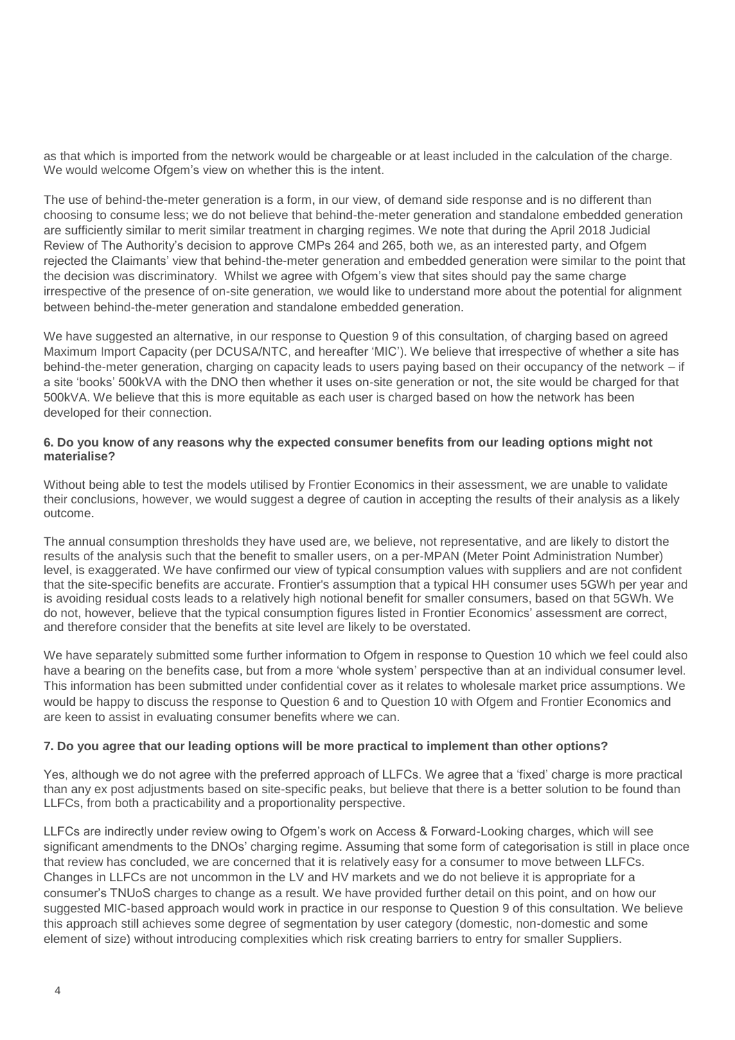as that which is imported from the network would be chargeable or at least included in the calculation of the charge. We would welcome Ofgem's view on whether this is the intent.

The use of behind-the-meter generation is a form, in our view, of demand side response and is no different than choosing to consume less; we do not believe that behind-the-meter generation and standalone embedded generation are sufficiently similar to merit similar treatment in charging regimes. We note that during the April 2018 Judicial Review of The Authority's decision to approve CMPs 264 and 265, both we, as an interested party, and Ofgem rejected the Claimants' view that behind-the-meter generation and embedded generation were similar to the point that the decision was discriminatory. Whilst we agree with Ofgem's view that sites should pay the same charge irrespective of the presence of on-site generation, we would like to understand more about the potential for alignment between behind-the-meter generation and standalone embedded generation.

We have suggested an alternative, in our response to Question 9 of this consultation, of charging based on agreed Maximum Import Capacity (per DCUSA/NTC, and hereafter 'MIC'). We believe that irrespective of whether a site has behind-the-meter generation, charging on capacity leads to users paying based on their occupancy of the network – if a site 'books' 500kVA with the DNO then whether it uses on-site generation or not, the site would be charged for that 500kVA. We believe that this is more equitable as each user is charged based on how the network has been developed for their connection.

**6. Do you know of any reasons why the expected consumer benefits from our leading options might not materialise?**

Without being able to test the models utilised by Frontier Economics in their assessment, we are unable to validate their conclusions, however, we would suggest a degree of caution in accepting the results of their analysis as a likely outcome.

The annual consumption thresholds they have used are, we believe, not representative, and are likely to distort the results of the analysis such that the benefit to smaller users, on a per-MPAN (Meter Point Administration Number) level, is exaggerated. We have confirmed our view of typical consumption values with suppliers and are not confident that the site-specific benefits are accurate. Frontier's assumption that a typical HH consumer uses 5GWh per year and is avoiding residual costs leads to a relatively high notional benefit for smaller consumers, based on that 5GWh. We do not, however, believe that the typical consumption figures listed in Frontier Economics' assessment are correct, and therefore consider that the benefits at site level are likely to be overstated.

We have separately submitted some further information to Ofgem in response to Question 10 which we feel could also have a bearing on the benefits case, but from a more 'whole system' perspective than at an individual consumer level. This information has been submitted under confidential cover as it relates to wholesale market price assumptions. We would be happy to discuss the response to Question 6 and to Question 10 with Ofgem and Frontier Economics and are keen to assist in evaluating consumer benefits where we can.

**7. Do you agree that our leading options will be more practical to implement than other options?**

Yes, although we do not agree with the preferred approach of LLFCs. We agree that a 'fixed' charge is more practical than any ex post adjustments based on site-specific peaks, but believe that there is a better solution to be found than LLFCs, from both a practicability and a proportionality perspective.

LLFCs are indirectly under review owing to Ofgem's work on Access & Forward-Looking charges, which will see significant amendments to the DNOs' charging regime. Assuming that some form of categorisation is still in place once that review has concluded, we are concerned that it is relatively easy for a consumer to move between LLFCs. Changes in LLFCs are not uncommon in the LV and HV markets and we do not believe it is appropriate for a consumer's TNUoS charges to change as a result. We have provided further detail on this point, and on how our suggested MIC-based approach would work in practice in our response to Question 9 of this consultation. We believe this approach still achieves some degree of segmentation by user category (domestic, non-domestic and some element of size) without introducing complexities which risk creating barriers to entry for smaller Suppliers.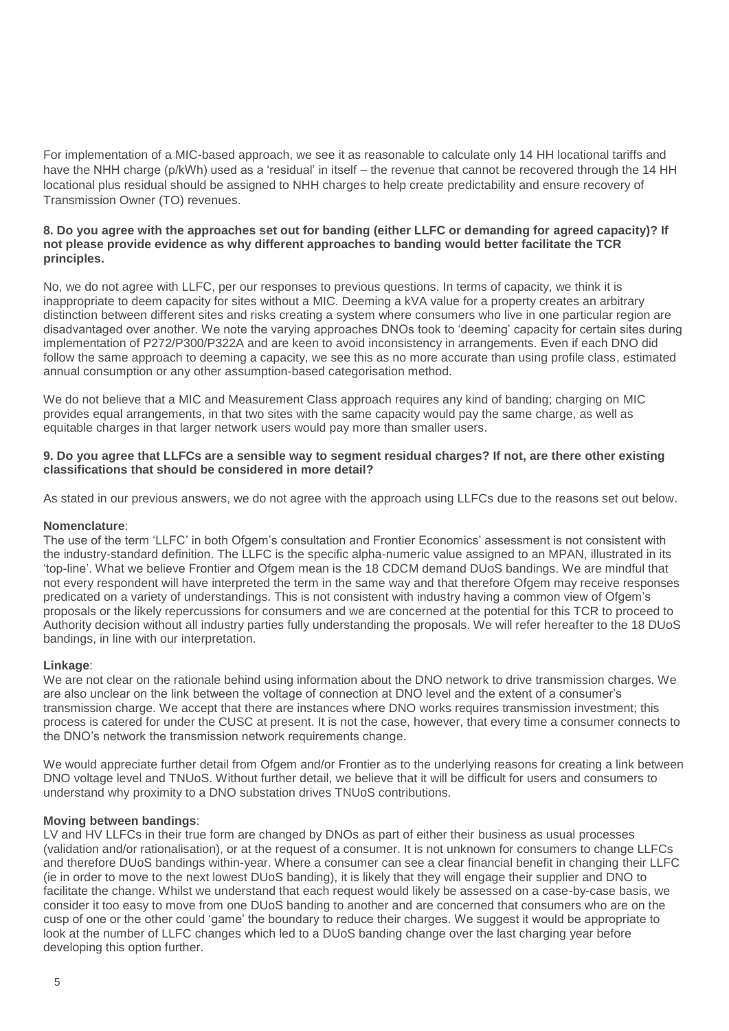For implementation of a MIC-based approach, we see it as reasonable to calculate only 14 HH locational tariffs and have the NHH charge (p/kWh) used as a 'residual' in itself – the revenue that cannot be recovered through the 14 HH locational plus residual should be assigned to NHH charges to help create predictability and ensure recovery of Transmission Owner (TO) revenues.

**8. Do you agree with the approaches set out for banding (either LLFC or demanding for agreed capacity)? If not please provide evidence as why different approaches to banding would better facilitate the TCR principles.**

No, we do not agree with LLFC, per our responses to previous questions. In terms of capacity, we think it is inappropriate to deem capacity for sites without a MIC. Deeming a kVA value for a property creates an arbitrary distinction between different sites and risks creating a system where consumers who live in one particular region are disadvantaged over another. We note the varying approaches DNOs took to 'deeming' capacity for certain sites during implementation of P272/P300/P322A and are keen to avoid inconsistency in arrangements. Even if each DNO did follow the same approach to deeming a capacity, we see this as no more accurate than using profile class, estimated annual consumption or any other assumption-based categorisation method.

We do not believe that a MIC and Measurement Class approach requires any kind of banding; charging on MIC provides equal arrangements, in that two sites with the same capacity would pay the same charge, as well as equitable charges in that larger network users would pay more than smaller users.

**9. Do you agree that LLFCs are a sensible way to segment residual charges? If not, are there other existing classifications that should be considered in more detail?**

As stated in our previous answers, we do not agree with the approach using LLFCs due to the reasons set out below.

**Nomenclature**:
The use of the term 'LLFC' in both Ofgem's consultation and Frontier Economics' assessment is not consistent with the industry-standard definition. The LLFC is the specific alpha-numeric value assigned to an MPAN, illustrated in its 'top-line'. What we believe Frontier and Ofgem mean is the 18 CDCM demand DUoS bandings. We are mindful that not every respondent will have interpreted the term in the same way and that therefore Ofgem may receive responses predicated on a variety of understandings. This is not consistent with industry having a common view of Ofgem's proposals or the likely repercussions for consumers and we are concerned at the potential for this TCR to proceed to Authority decision without all industry parties fully understanding the proposals. We will refer hereafter to the 18 DUoS bandings, in line with our interpretation.

**Linkage**:
We are not clear on the rationale behind using information about the DNO network to drive transmission charges. We are also unclear on the link between the voltage of connection at DNO level and the extent of a consumer's transmission charge. We accept that there are instances where DNO works requires transmission investment; this process is catered for under the CUSC at present. It is not the case, however, that every time a consumer connects to the DNO's network the transmission network requirements change.

We would appreciate further detail from Ofgem and/or Frontier as to the underlying reasons for creating a link between DNO voltage level and TNUoS. Without further detail, we believe that it will be difficult for users and consumers to understand why proximity to a DNO substation drives TNUoS contributions.

**Moving between bandings**:
LV and HV LLFCs in their true form are changed by DNOs as part of either their business as usual processes (validation and/or rationalisation), or at the request of a consumer. It is not unknown for consumers to change LLFCs and therefore DUoS bandings within-year. Where a consumer can see a clear financial benefit in changing their LLFC (ie in order to move to the next lowest DUoS banding), it is likely that they will engage their supplier and DNO to facilitate the change. Whilst we understand that each request would likely be assessed on a case-by-case basis, we consider it too easy to move from one DUoS banding to another and are concerned that consumers who are on the cusp of one or the other could 'game' the boundary to reduce their charges. We suggest it would be appropriate to look at the number of LLFC changes which led to a DUoS banding change over the last charging year before developing this option further.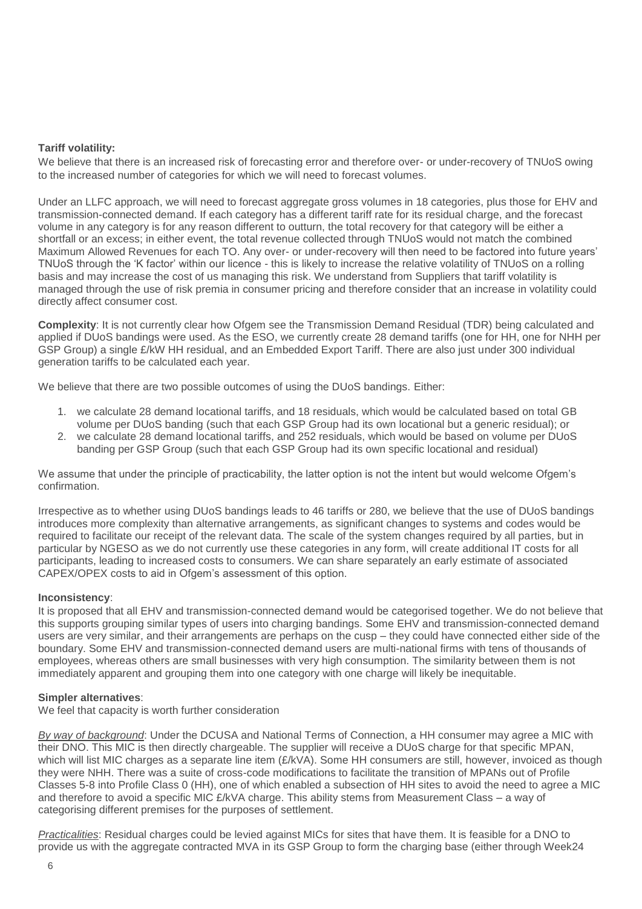**Tariff volatility:**

We believe that there is an increased risk of forecasting error and therefore over- or under-recovery of TNUoS owing to the increased number of categories for which we will need to forecast volumes.

Under an LLFC approach, we will need to forecast aggregate gross volumes in 18 categories, plus those for EHV and transmission-connected demand. If each category has a different tariff rate for its residual charge, and the forecast volume in any category is for any reason different to outturn, the total recovery for that category will be either a shortfall or an excess; in either event, the total revenue collected through TNUoS would not match the combined Maximum Allowed Revenues for each TO. Any over- or under-recovery will then need to be factored into future years' TNUoS through the 'K factor' within our licence - this is likely to increase the relative volatility of TNUoS on a rolling basis and may increase the cost of us managing this risk. We understand from Suppliers that tariff volatility is managed through the use of risk premia in consumer pricing and therefore consider that an increase in volatility could directly affect consumer cost.

**Complexity**: It is not currently clear how Ofgem see the Transmission Demand Residual (TDR) being calculated and applied if DUoS bandings were used. As the ESO, we currently create 28 demand tariffs (one for HH, one for NHH per GSP Group) a single £/kW HH residual, and an Embedded Export Tariff. There are also just under 300 individual generation tariffs to be calculated each year.

We believe that there are two possible outcomes of using the DUoS bandings. Either:

1. we calculate 28 demand locational tariffs, and 18 residuals, which would be calculated based on total GB volume per DUoS banding (such that each GSP Group had its own locational but a generic residual); or
2. we calculate 28 demand locational tariffs, and 252 residuals, which would be based on volume per DUoS banding per GSP Group (such that each GSP Group had its own specific locational and residual)

We assume that under the principle of practicability, the latter option is not the intent but would welcome Ofgem's confirmation.

Irrespective as to whether using DUoS bandings leads to 46 tariffs or 280, we believe that the use of DUoS bandings introduces more complexity than alternative arrangements, as significant changes to systems and codes would be required to facilitate our receipt of the relevant data. The scale of the system changes required by all parties, but in particular by NGESO as we do not currently use these categories in any form, will create additional IT costs for all participants, leading to increased costs to consumers. We can share separately an early estimate of associated CAPEX/OPEX costs to aid in Ofgem's assessment of this option.

**Inconsistency**:

It is proposed that all EHV and transmission-connected demand would be categorised together. We do not believe that this supports grouping similar types of users into charging bandings. Some EHV and transmission-connected demand users are very similar, and their arrangements are perhaps on the cusp – they could have connected either side of the boundary. Some EHV and transmission-connected demand users are multi-national firms with tens of thousands of employees, whereas others are small businesses with very high consumption. The similarity between them is not immediately apparent and grouping them into one category with one charge will likely be inequitable.

**Simpler alternatives**:

We feel that capacity is worth further consideration

*By way of background*: Under the DCUSA and National Terms of Connection, a HH consumer may agree a MIC with their DNO. This MIC is then directly chargeable. The supplier will receive a DUoS charge for that specific MPAN, which will list MIC charges as a separate line item (£/kVA). Some HH consumers are still, however, invoiced as though they were NHH. There was a suite of cross-code modifications to facilitate the transition of MPANs out of Profile Classes 5-8 into Profile Class 0 (HH), one of which enabled a subsection of HH sites to avoid the need to agree a MIC and therefore to avoid a specific MIC £/kVA charge. This ability stems from Measurement Class – a way of categorising different premises for the purposes of settlement.

*Practicalities*: Residual charges could be levied against MICs for sites that have them. It is feasible for a DNO to provide us with the aggregate contracted MVA in its GSP Group to form the charging base (either through Week24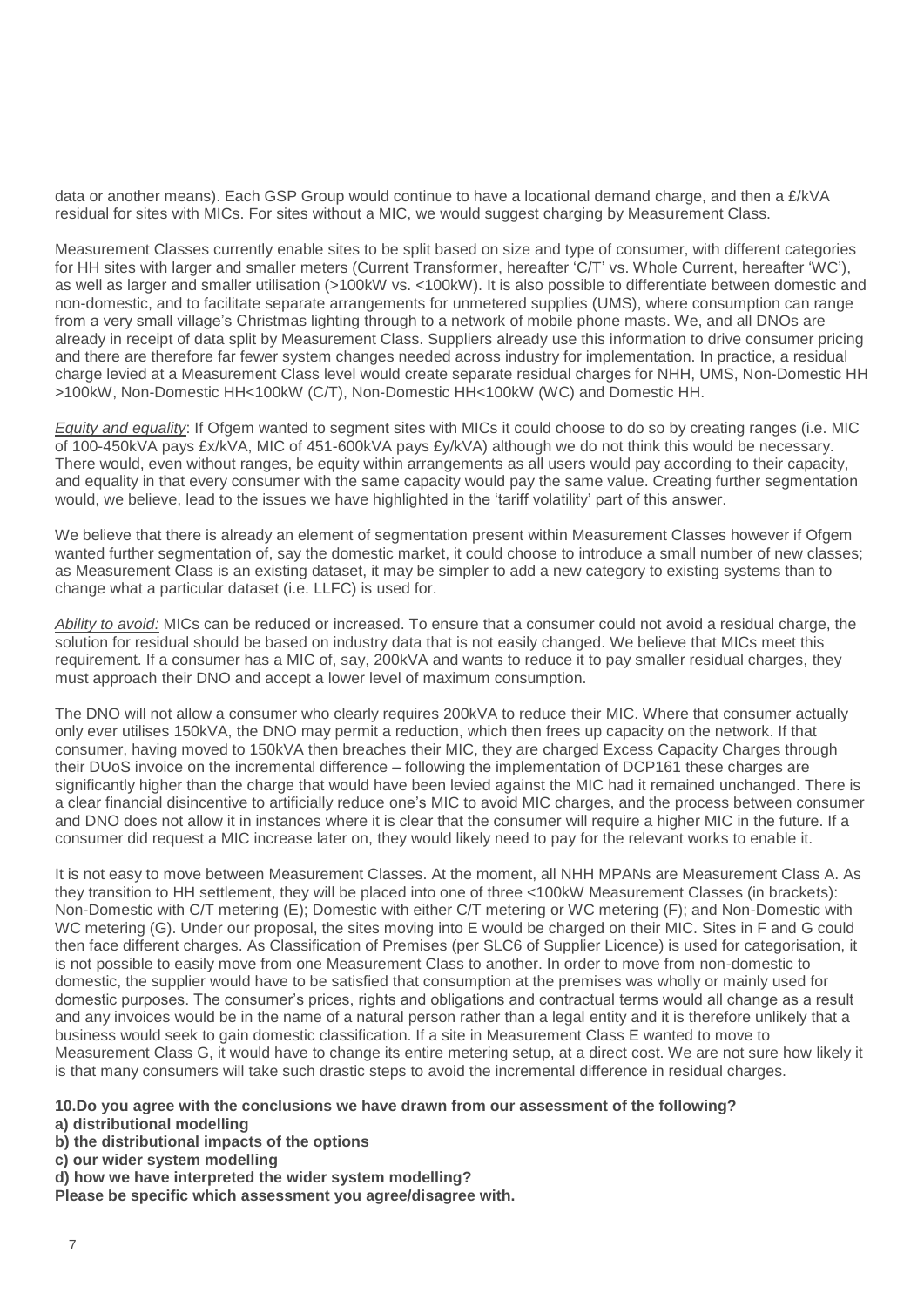data or another means). Each GSP Group would continue to have a locational demand charge, and then a £/kVA residual for sites with MICs. For sites without a MIC, we would suggest charging by Measurement Class.

Measurement Classes currently enable sites to be split based on size and type of consumer, with different categories for HH sites with larger and smaller meters (Current Transformer, hereafter 'C/T' vs. Whole Current, hereafter 'WC'), as well as larger and smaller utilisation (>100kW vs. <100kW). It is also possible to differentiate between domestic and non-domestic, and to facilitate separate arrangements for unmetered supplies (UMS), where consumption can range from a very small village's Christmas lighting through to a network of mobile phone masts. We, and all DNOs are already in receipt of data split by Measurement Class. Suppliers already use this information to drive consumer pricing and there are therefore far fewer system changes needed across industry for implementation. In practice, a residual charge levied at a Measurement Class level would create separate residual charges for NHH, UMS, Non-Domestic HH >100kW, Non-Domestic HH<100kW (C/T), Non-Domestic HH<100kW (WC) and Domestic HH.

_Equity and equality_: If Ofgem wanted to segment sites with MICs it could choose to do so by creating ranges (i.e. MIC of 100-450kVA pays £x/kVA, MIC of 451-600kVA pays £y/kVA) although we do not think this would be necessary. There would, even without ranges, be equity within arrangements as all users would pay according to their capacity, and equality in that every consumer with the same capacity would pay the same value. Creating further segmentation would, we believe, lead to the issues we have highlighted in the 'tariff volatility' part of this answer.

We believe that there is already an element of segmentation present within Measurement Classes however if Ofgem wanted further segmentation of, say the domestic market, it could choose to introduce a small number of new classes; as Measurement Class is an existing dataset, it may be simpler to add a new category to existing systems than to change what a particular dataset (i.e. LLFC) is used for.

_Ability to avoid:_ MICs can be reduced or increased. To ensure that a consumer could not avoid a residual charge, the solution for residual should be based on industry data that is not easily changed. We believe that MICs meet this requirement. If a consumer has a MIC of, say, 200kVA and wants to reduce it to pay smaller residual charges, they must approach their DNO and accept a lower level of maximum consumption.

The DNO will not allow a consumer who clearly requires 200kVA to reduce their MIC. Where that consumer actually only ever utilises 150kVA, the DNO may permit a reduction, which then frees up capacity on the network. If that consumer, having moved to 150kVA then breaches their MIC, they are charged Excess Capacity Charges through their DUoS invoice on the incremental difference – following the implementation of DCP161 these charges are significantly higher than the charge that would have been levied against the MIC had it remained unchanged. There is a clear financial disincentive to artificially reduce one's MIC to avoid MIC charges, and the process between consumer and DNO does not allow it in instances where it is clear that the consumer will require a higher MIC in the future. If a consumer did request a MIC increase later on, they would likely need to pay for the relevant works to enable it.

It is not easy to move between Measurement Classes. At the moment, all NHH MPANs are Measurement Class A. As they transition to HH settlement, they will be placed into one of three <100kW Measurement Classes (in brackets): Non-Domestic with C/T metering (E); Domestic with either C/T metering or WC metering (F); and Non-Domestic with WC metering (G). Under our proposal, the sites moving into E would be charged on their MIC. Sites in F and G could then face different charges. As Classification of Premises (per SLC6 of Supplier Licence) is used for categorisation, it is not possible to easily move from one Measurement Class to another. In order to move from non-domestic to domestic, the supplier would have to be satisfied that consumption at the premises was wholly or mainly used for domestic purposes. The consumer's prices, rights and obligations and contractual terms would all change as a result and any invoices would be in the name of a natural person rather than a legal entity and it is therefore unlikely that a business would seek to gain domestic classification. If a site in Measurement Class E wanted to move to Measurement Class G, it would have to change its entire metering setup, at a direct cost. We are not sure how likely it is that many consumers will take such drastic steps to avoid the incremental difference in residual charges.

**10.Do you agree with the conclusions we have drawn from our assessment of the following?**
**a) distributional modelling**
**b) the distributional impacts of the options**
**c) our wider system modelling**
**d) how we have interpreted the wider system modelling?**
**Please be specific which assessment you agree/disagree with.**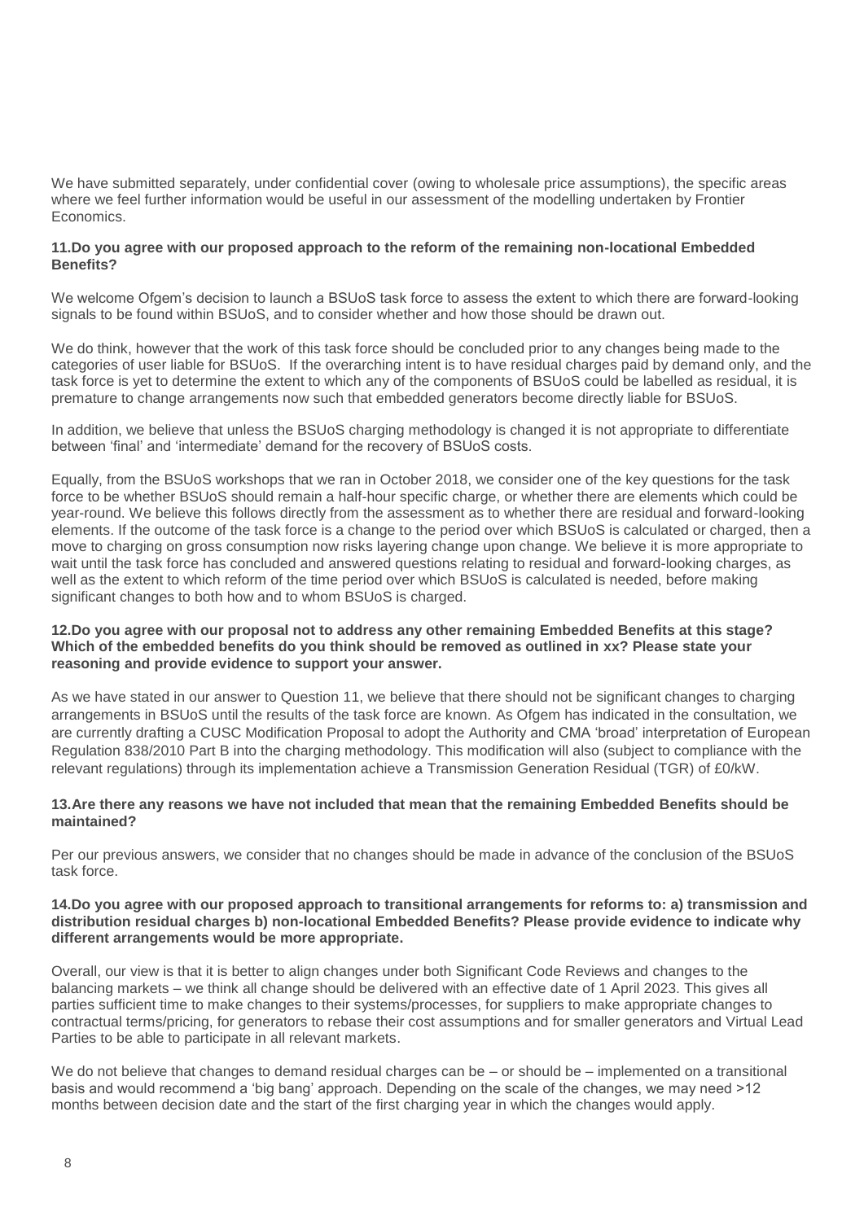We have submitted separately, under confidential cover (owing to wholesale price assumptions), the specific areas where we feel further information would be useful in our assessment of the modelling undertaken by Frontier Economics.

**11.Do you agree with our proposed approach to the reform of the remaining non-locational Embedded Benefits?**

We welcome Ofgem's decision to launch a BSUoS task force to assess the extent to which there are forward-looking signals to be found within BSUoS, and to consider whether and how those should be drawn out.

We do think, however that the work of this task force should be concluded prior to any changes being made to the categories of user liable for BSUoS. If the overarching intent is to have residual charges paid by demand only, and the task force is yet to determine the extent to which any of the components of BSUoS could be labelled as residual, it is premature to change arrangements now such that embedded generators become directly liable for BSUoS.

In addition, we believe that unless the BSUoS charging methodology is changed it is not appropriate to differentiate between 'final' and 'intermediate' demand for the recovery of BSUoS costs.

Equally, from the BSUoS workshops that we ran in October 2018, we consider one of the key questions for the task force to be whether BSUoS should remain a half-hour specific charge, or whether there are elements which could be year-round. We believe this follows directly from the assessment as to whether there are residual and forward-looking elements. If the outcome of the task force is a change to the period over which BSUoS is calculated or charged, then a move to charging on gross consumption now risks layering change upon change. We believe it is more appropriate to wait until the task force has concluded and answered questions relating to residual and forward-looking charges, as well as the extent to which reform of the time period over which BSUoS is calculated is needed, before making significant changes to both how and to whom BSUoS is charged.

**12.Do you agree with our proposal not to address any other remaining Embedded Benefits at this stage? Which of the embedded benefits do you think should be removed as outlined in xx? Please state your reasoning and provide evidence to support your answer.**

As we have stated in our answer to Question 11, we believe that there should not be significant changes to charging arrangements in BSUoS until the results of the task force are known. As Ofgem has indicated in the consultation, we are currently drafting a CUSC Modification Proposal to adopt the Authority and CMA 'broad' interpretation of European Regulation 838/2010 Part B into the charging methodology. This modification will also (subject to compliance with the relevant regulations) through its implementation achieve a Transmission Generation Residual (TGR) of £0/kW.

**13.Are there any reasons we have not included that mean that the remaining Embedded Benefits should be maintained?**

Per our previous answers, we consider that no changes should be made in advance of the conclusion of the BSUoS task force.

**14.Do you agree with our proposed approach to transitional arrangements for reforms to: a) transmission and distribution residual charges b) non-locational Embedded Benefits? Please provide evidence to indicate why different arrangements would be more appropriate.**

Overall, our view is that it is better to align changes under both Significant Code Reviews and changes to the balancing markets – we think all change should be delivered with an effective date of 1 April 2023. This gives all parties sufficient time to make changes to their systems/processes, for suppliers to make appropriate changes to contractual terms/pricing, for generators to rebase their cost assumptions and for smaller generators and Virtual Lead Parties to be able to participate in all relevant markets.

We do not believe that changes to demand residual charges can be – or should be – implemented on a transitional basis and would recommend a 'big bang' approach. Depending on the scale of the changes, we may need >12 months between decision date and the start of the first charging year in which the changes would apply.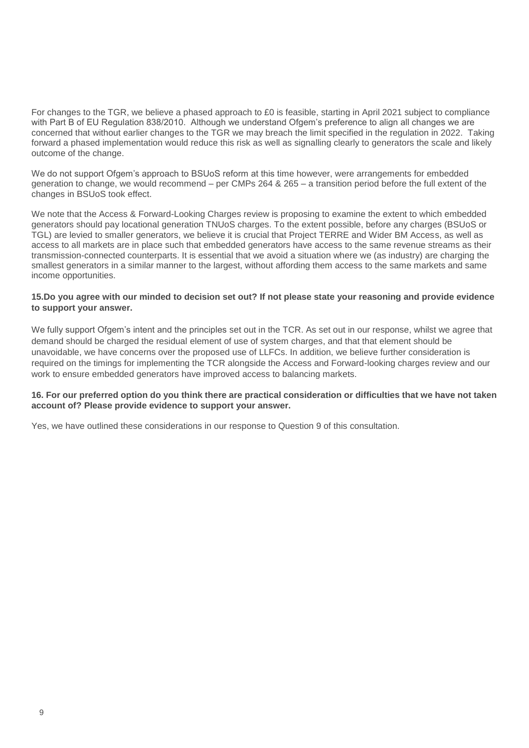For changes to the TGR, we believe a phased approach to £0 is feasible, starting in April 2021 subject to compliance with Part B of EU Regulation 838/2010. Although we understand Ofgem's preference to align all changes we are concerned that without earlier changes to the TGR we may breach the limit specified in the regulation in 2022. Taking forward a phased implementation would reduce this risk as well as signalling clearly to generators the scale and likely outcome of the change.

We do not support Ofgem's approach to BSUoS reform at this time however, were arrangements for embedded generation to change, we would recommend – per CMPs 264 & 265 – a transition period before the full extent of the changes in BSUoS took effect.

We note that the Access & Forward-Looking Charges review is proposing to examine the extent to which embedded generators should pay locational generation TNUoS charges. To the extent possible, before any charges (BSUoS or TGL) are levied to smaller generators, we believe it is crucial that Project TERRE and Wider BM Access, as well as access to all markets are in place such that embedded generators have access to the same revenue streams as their transmission-connected counterparts. It is essential that we avoid a situation where we (as industry) are charging the smallest generators in a similar manner to the largest, without affording them access to the same markets and same income opportunities.

**15.Do you agree with our minded to decision set out? If not please state your reasoning and provide evidence to support your answer.**

We fully support Ofgem's intent and the principles set out in the TCR. As set out in our response, whilst we agree that demand should be charged the residual element of use of system charges, and that that element should be unavoidable, we have concerns over the proposed use of LLFCs. In addition, we believe further consideration is required on the timings for implementing the TCR alongside the Access and Forward-looking charges review and our work to ensure embedded generators have improved access to balancing markets.

**16. For our preferred option do you think there are practical consideration or difficulties that we have not taken account of? Please provide evidence to support your answer.**

Yes, we have outlined these considerations in our response to Question 9 of this consultation.